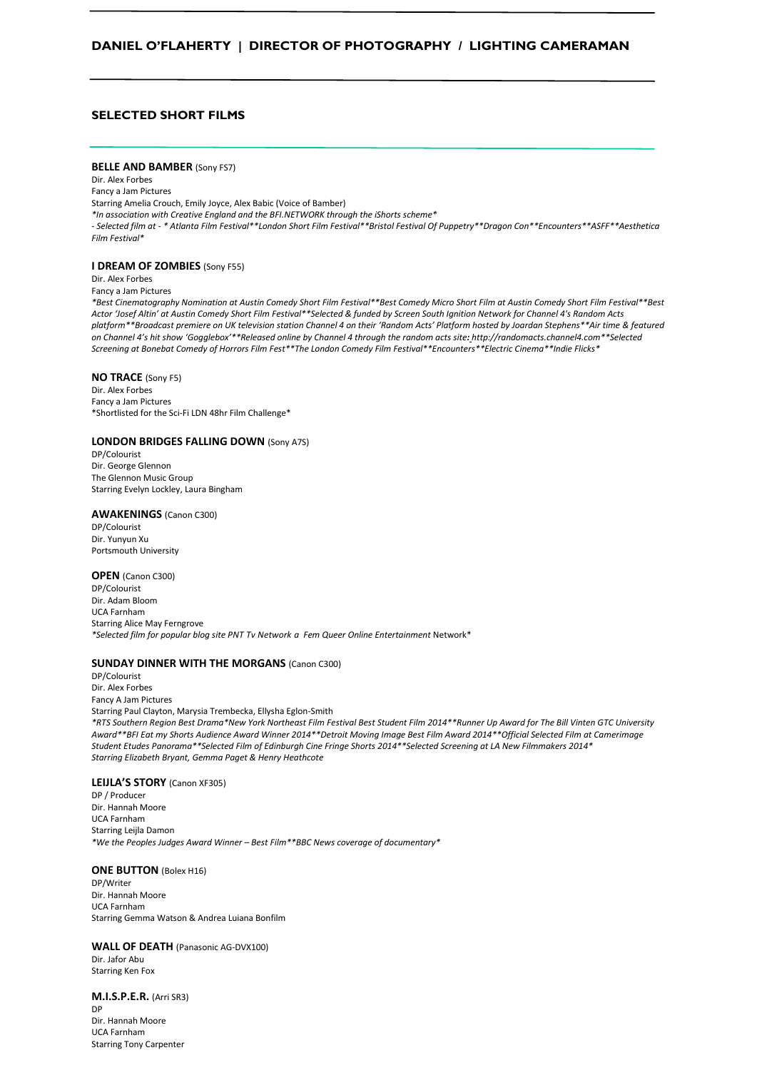# DANIEL O'FLAHERTY | DIRECTOR OF PHOTOGRAPHY / LIGHTING CAMERAMAN

## SELECTED SHORT FILMS

**BELLE AND BAMBER** (Sony FS7)
Dir. Alex Forbes
Fancy a Jam Pictures
Starring Amelia Crouch, Emily Joyce, Alex Babic (Voice of Bamber)
*\*In association with Creative England and the BFI.NETWORK through the iShorts scheme\**
*- Selected film at - \* Atlanta Film Festival\*\*London Short Film Festival\*\*Bristol Festival Of Puppetry\*\*Dragon Con\*\*Encounters\*\*ASFF\*\*Aesthetica Film Festival\**

**I DREAM OF ZOMBIES** (Sony F55)
Dir. Alex Forbes
Fancy a Jam Pictures
*\*Best Cinematography Nomination at Austin Comedy Short Film Festival\*\*Best Comedy Micro Short Film at Austin Comedy Short Film Festival\*\*Best Actor 'Josef Altin' at Austin Comedy Short Film Festival\*\*Selected & funded by Screen South Ignition Network for Channel 4's Random Acts platform\*\*Broadcast premiere on UK television station Channel 4 on their 'Random Acts' Platform hosted by Joardan Stephens\*\*Air time & featured on Channel 4's hit show 'Gogglebox'\*\*Released online by Channel 4 through the random acts site: http://randomacts.channel4.com\*\*Selected Screening at Bonebat Comedy of Horrors Film Fest\*\*The London Comedy Film Festival\*\*Encounters\*\*Electric Cinema\*\*Indie Flicks\**

**NO TRACE** (Sony F5)
Dir. Alex Forbes
Fancy a Jam Pictures
\*Shortlisted for the Sci-Fi LDN 48hr Film Challenge\*

**LONDON BRIDGES FALLING DOWN** (Sony A7S)
DP/Colourist
Dir. George Glennon
The Glennon Music Group
Starring Evelyn Lockley, Laura Bingham

**AWAKENINGS** (Canon C300)
DP/Colourist
Dir. Yunyun Xu
Portsmouth University

**OPEN** (Canon C300)
DP/Colourist
Dir. Adam Bloom
UCA Farnham
Starring Alice May Ferngrove
*\*Selected film for popular blog site PNT Tv Network a Fem Queer Online Entertainment* Network\*

**SUNDAY DINNER WITH THE MORGANS** (Canon C300)
DP/Colourist
Dir. Alex Forbes
Fancy A Jam Pictures
Starring Paul Clayton, Marysia Trembecka, Ellysha Eglon-Smith
*\*RTS Southern Region Best Drama\*New York Northeast Film Festival Best Student Film 2014\*\*Runner Up Award for The Bill Vinten GTC University Award\*\*BFI Eat my Shorts Audience Award Winner 2014\*\*Detroit Moving Image Best Film Award 2014\*\*Official Selected Film at Camerimage Student Etudes Panorama\*\*Selected Film of Edinburgh Cine Fringe Shorts 2014\*\*Selected Screening at LA New Filmmakers 2014\**
*Starring Elizabeth Bryant, Gemma Paget & Henry Heathcote*

**LEIJLA'S STORY** (Canon XF305)
DP / Producer
Dir. Hannah Moore
UCA Farnham
Starring Leijla Damon
*\*We the Peoples Judges Award Winner – Best Film\*\*BBC News coverage of documentary\**

**ONE BUTTON** (Bolex H16)
DP/Writer
Dir. Hannah Moore
UCA Farnham
Starring Gemma Watson & Andrea Luiana Bonfilm

**WALL OF DEATH** (Panasonic AG-DVX100)
Dir. Jafor Abu
Starring Ken Fox

**M.I.S.P.E.R.** (Arri SR3)
DP
Dir. Hannah Moore
UCA Farnham
Starring Tony Carpenter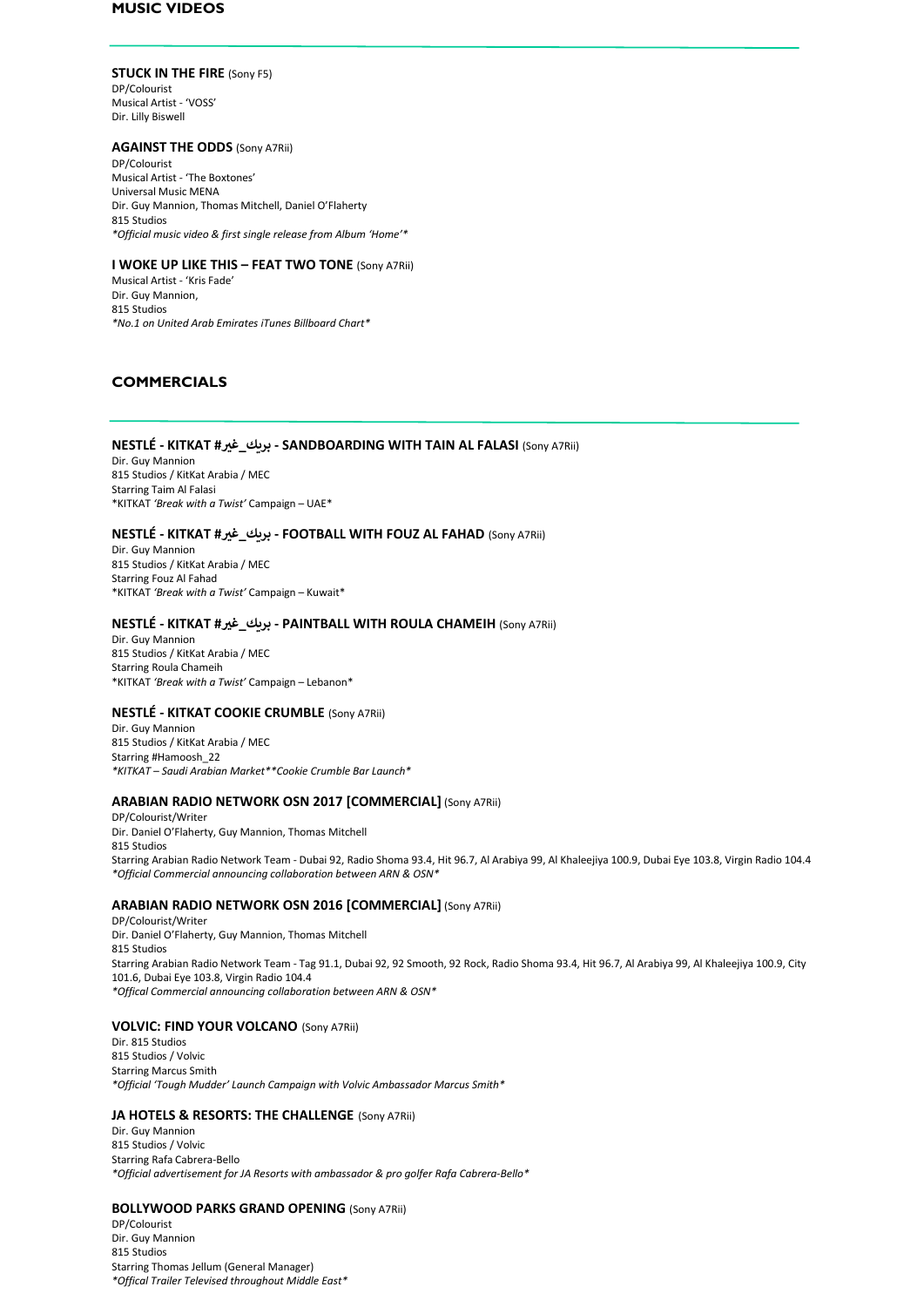## MUSIC VIDEOS

**STUCK IN THE FIRE** (Sony F5)
DP/Colourist
Musical Artist - 'VOSS'
Dir. Lilly Biswell

**AGAINST THE ODDS** (Sony A7Rii)
DP/Colourist
Musical Artist - 'The Boxtones'
Universal Music MENA
Dir. Guy Mannion, Thomas Mitchell, Daniel O'Flaherty
815 Studios
*\*Official music video & first single release from Album 'Home'\**

**I WOKE UP LIKE THIS – FEAT TWO TONE** (Sony A7Rii)
Musical Artist - 'Kris Fade'
Dir. Guy Mannion,
815 Studios
*\*No.1 on United Arab Emirates iTunes Billboard Chart\**

## COMMERCIALS

**NESTLÉ - KITKAT #بريك_غير - SANDBOARDING WITH TAIN AL FALASI** (Sony A7Rii)
Dir. Guy Mannion
815 Studios / KitKat Arabia / MEC
Starring Taim Al Falasi
\*KITKAT *'Break with a Twist'* Campaign – UAE\*

**NESTLÉ - KITKAT #بريك_غير - FOOTBALL WITH FOUZ AL FAHAD** (Sony A7Rii)
Dir. Guy Mannion
815 Studios / KitKat Arabia / MEC
Starring Fouz Al Fahad
\*KITKAT *'Break with a Twist'* Campaign – Kuwait\*

**NESTLÉ - KITKAT #بريك_غير - PAINTBALL WITH ROULA CHAMEIH** (Sony A7Rii)
Dir. Guy Mannion
815 Studios / KitKat Arabia / MEC
Starring Roula Chameih
\*KITKAT *'Break with a Twist'* Campaign – Lebanon\*

**NESTLÉ - KITKAT COOKIE CRUMBLE** (Sony A7Rii)
Dir. Guy Mannion
815 Studios / KitKat Arabia / MEC
Starring #Hamoosh_22
*\*KITKAT – Saudi Arabian Market\*\*Cookie Crumble Bar Launch\**

**ARABIAN RADIO NETWORK OSN 2017 [COMMERCIAL]** (Sony A7Rii)
DP/Colourist/Writer
Dir. Daniel O'Flaherty, Guy Mannion, Thomas Mitchell
815 Studios
Starring Arabian Radio Network Team - Dubai 92, Radio Shoma 93.4, Hit 96.7, Al Arabiya 99, Al Khaleejiya 100.9, Dubai Eye 103.8, Virgin Radio 104.4
*\*Official Commercial announcing collaboration between ARN & OSN\**

**ARABIAN RADIO NETWORK OSN 2016 [COMMERCIAL]** (Sony A7Rii)
DP/Colourist/Writer
Dir. Daniel O'Flaherty, Guy Mannion, Thomas Mitchell
815 Studios
Starring Arabian Radio Network Team - Tag 91.1, Dubai 92, 92 Smooth, 92 Rock, Radio Shoma 93.4, Hit 96.7, Al Arabiya 99, Al Khaleejiya 100.9, City 101.6, Dubai Eye 103.8, Virgin Radio 104.4
*\*Offical Commercial announcing collaboration between ARN & OSN\**

**VOLVIC: FIND YOUR VOLCANO** (Sony A7Rii)
Dir. 815 Studios
815 Studios / Volvic
Starring Marcus Smith
*\*Official 'Tough Mudder' Launch Campaign with Volvic Ambassador Marcus Smith\**

**JA HOTELS & RESORTS: THE CHALLENGE** (Sony A7Rii)
Dir. Guy Mannion
815 Studios / Volvic
Starring Rafa Cabrera-Bello
*\*Official advertisement for JA Resorts with ambassador & pro golfer Rafa Cabrera-Bello\**

**BOLLYWOOD PARKS GRAND OPENING** (Sony A7Rii)
DP/Colourist
Dir. Guy Mannion
815 Studios
Starring Thomas Jellum (General Manager)
*\*Offical Trailer Televised throughout Middle East\**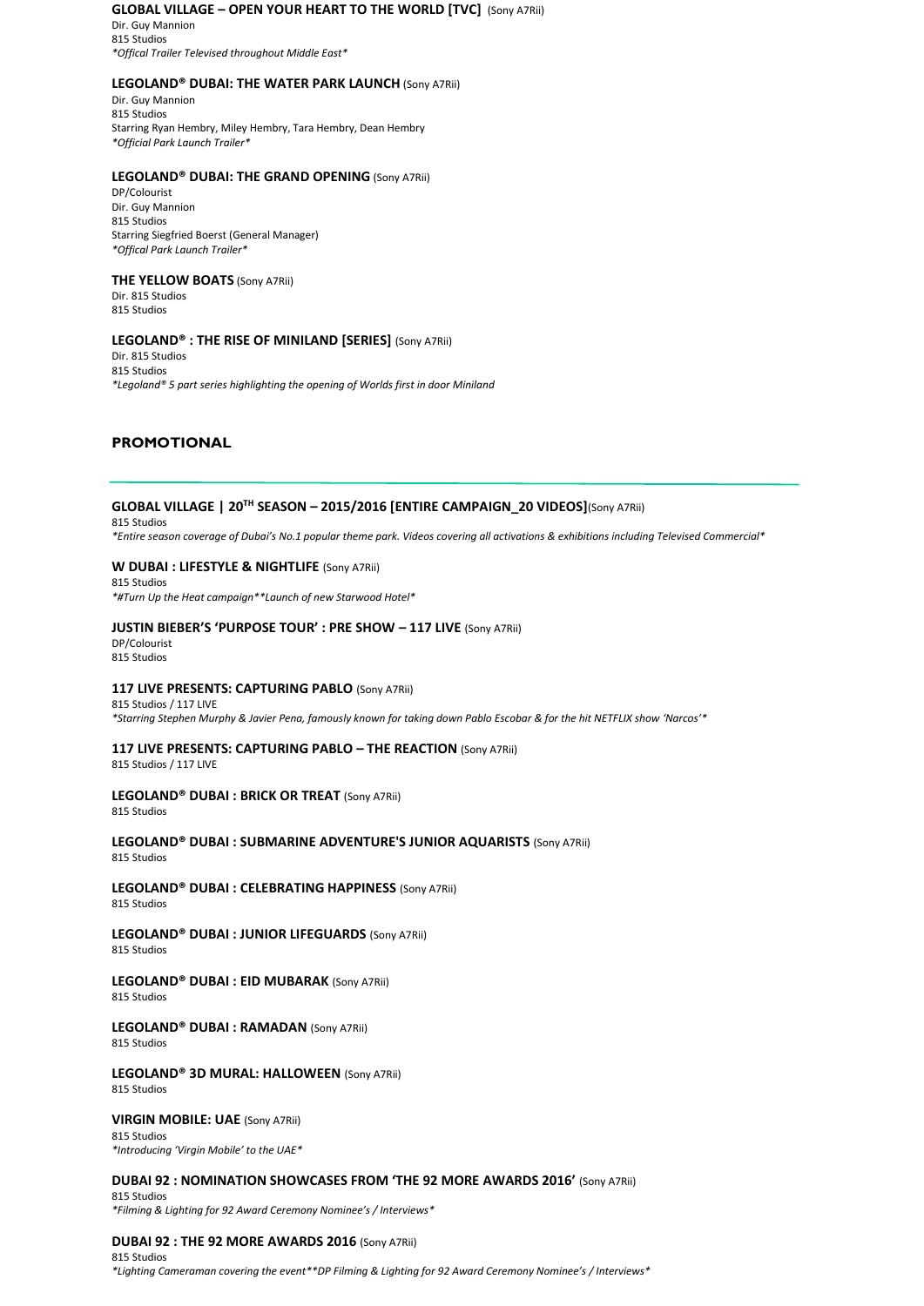**GLOBAL VILLAGE – OPEN YOUR HEART TO THE WORLD [TVC]** (Sony A7Rii)
Dir. Guy Mannion
815 Studios
*\*Offical Trailer Televised throughout Middle East\**

**LEGOLAND® DUBAI: THE WATER PARK LAUNCH** (Sony A7Rii)
Dir. Guy Mannion
815 Studios
Starring Ryan Hembry, Miley Hembry, Tara Hembry, Dean Hembry
*\*Official Park Launch Trailer\**

**LEGOLAND® DUBAI: THE GRAND OPENING** (Sony A7Rii)
DP/Colourist
Dir. Guy Mannion
815 Studios
Starring Siegfried Boerst (General Manager)
*\*Offical Park Launch Trailer\**

**THE YELLOW BOATS** (Sony A7Rii)
Dir. 815 Studios
815 Studios

**LEGOLAND® : THE RISE OF MINILAND [SERIES]** (Sony A7Rii)
Dir. 815 Studios
815 Studios
*\*Legoland® 5 part series highlighting the opening of Worlds first in door Miniland*

## PROMOTIONAL

---

**GLOBAL VILLAGE | 20TH SEASON – 2015/2016 [ENTIRE CAMPAIGN_20 VIDEOS]** (Sony A7Rii)
815 Studios
*\*Entire season coverage of Dubai's No.1 popular theme park. Videos covering all activations & exhibitions including Televised Commercial\**

**W DUBAI : LIFESTYLE & NIGHTLIFE** (Sony A7Rii)
815 Studios
*\*#Turn Up the Heat campaign\*\*Launch of new Starwood Hotel\**

**JUSTIN BIEBER'S 'PURPOSE TOUR' : PRE SHOW – 117 LIVE** (Sony A7Rii)
DP/Colourist
815 Studios

**117 LIVE PRESENTS: CAPTURING PABLO** (Sony A7Rii)
815 Studios / 117 LIVE
*\*Starring Stephen Murphy & Javier Pena, famously known for taking down Pablo Escobar & for the hit NETFLIX show 'Narcos'\**

**117 LIVE PRESENTS: CAPTURING PABLO – THE REACTION** (Sony A7Rii)
815 Studios / 117 LIVE

**LEGOLAND® DUBAI : BRICK OR TREAT** (Sony A7Rii)
815 Studios

**LEGOLAND® DUBAI : SUBMARINE ADVENTURE'S JUNIOR AQUARISTS** (Sony A7Rii)
815 Studios

**LEGOLAND® DUBAI : CELEBRATING HAPPINESS** (Sony A7Rii)
815 Studios

**LEGOLAND® DUBAI : JUNIOR LIFEGUARDS** (Sony A7Rii)
815 Studios

**LEGOLAND® DUBAI : EID MUBARAK** (Sony A7Rii)
815 Studios

**LEGOLAND® DUBAI : RAMADAN** (Sony A7Rii)
815 Studios

**LEGOLAND® 3D MURAL: HALLOWEEN** (Sony A7Rii)
815 Studios

**VIRGIN MOBILE: UAE** (Sony A7Rii)
815 Studios
*\*Introducing 'Virgin Mobile' to the UAE\**

**DUBAI 92 : NOMINATION SHOWCASES FROM 'THE 92 MORE AWARDS 2016'** (Sony A7Rii)
815 Studios
*\*Filming & Lighting for 92 Award Ceremony Nominee's / Interviews\**

**DUBAI 92 : THE 92 MORE AWARDS 2016** (Sony A7Rii)
815 Studios
*\*Lighting Cameraman covering the event\*\*DP Filming & Lighting for 92 Award Ceremony Nominee's / Interviews\**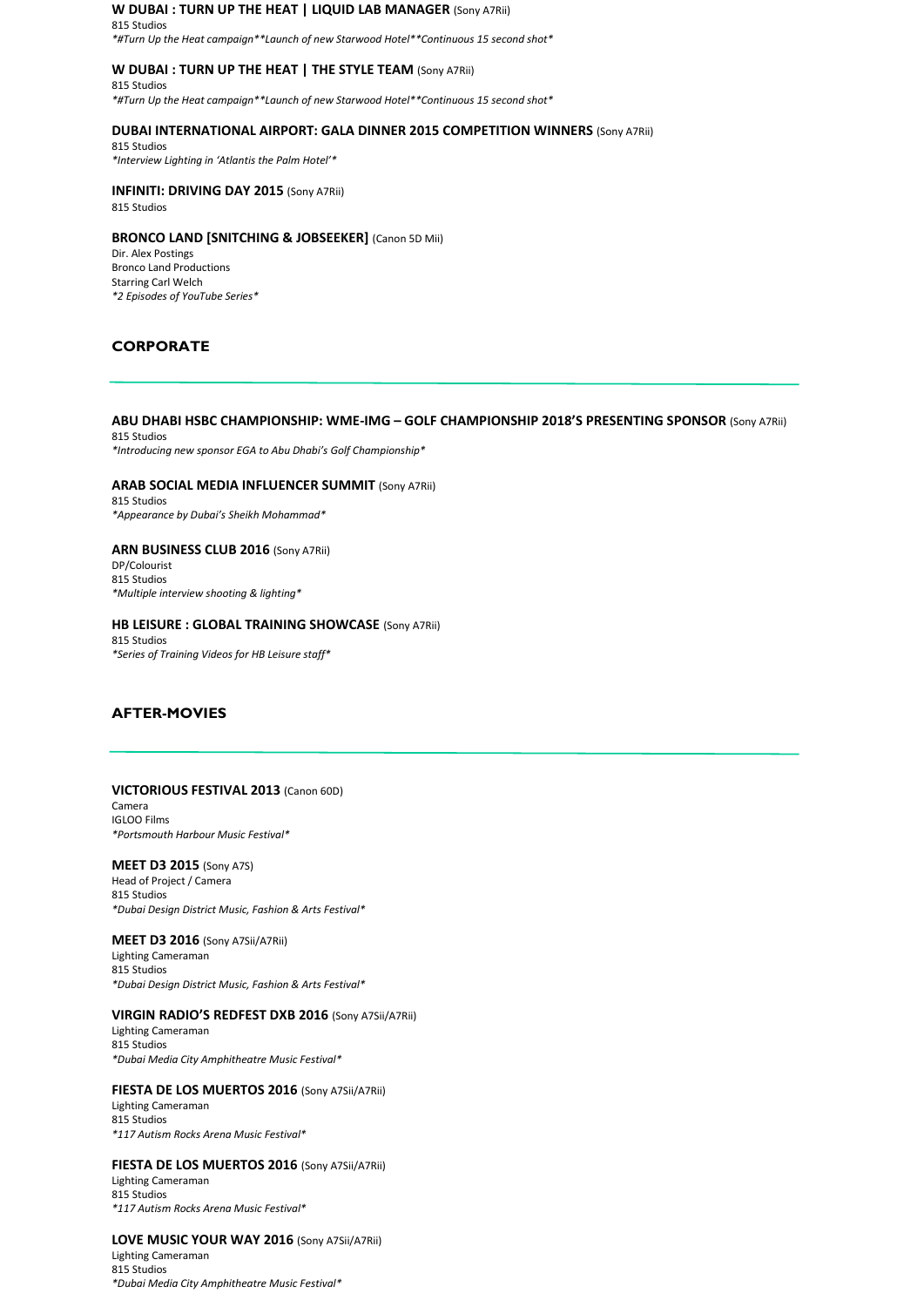**W DUBAI : TURN UP THE HEAT | LIQUID LAB MANAGER** (Sony A7Rii)
815 Studios
*#Turn Up the Heat campaign**Launch of new Starwood Hotel**Continuous 15 second shot*

**W DUBAI : TURN UP THE HEAT | THE STYLE TEAM** (Sony A7Rii)
815 Studios
*#Turn Up the Heat campaign**Launch of new Starwood Hotel**Continuous 15 second shot*

**DUBAI INTERNATIONAL AIRPORT: GALA DINNER 2015 COMPETITION WINNERS** (Sony A7Rii)
815 Studios
*Interview Lighting in 'Atlantis the Palm Hotel'*

**INFINITI: DRIVING DAY 2015** (Sony A7Rii)
815 Studios

**BRONCO LAND [SNITCHING & JOBSEEKER]** (Canon 5D Mii)
Dir. Alex Postings
Bronco Land Productions
Starring Carl Welch
*2 Episodes of YouTube Series*

## CORPORATE

**ABU DHABI HSBC CHAMPIONSHIP: WME-IMG – GOLF CHAMPIONSHIP 2018'S PRESENTING SPONSOR** (Sony A7Rii)
815 Studios
*Introducing new sponsor EGA to Abu Dhabi's Golf Championship*

**ARAB SOCIAL MEDIA INFLUENCER SUMMIT** (Sony A7Rii)
815 Studios
*Appearance by Dubai's Sheikh Mohammad*

**ARN BUSINESS CLUB 2016** (Sony A7Rii)
DP/Colourist
815 Studios
*Multiple interview shooting & lighting*

**HB LEISURE : GLOBAL TRAINING SHOWCASE** (Sony A7Rii)
815 Studios
*Series of Training Videos for HB Leisure staff*

## AFTER-MOVIES

**VICTORIOUS FESTIVAL 2013** (Canon 60D)
Camera
IGLOO Films
*Portsmouth Harbour Music Festival*

**MEET D3 2015** (Sony A7S)
Head of Project / Camera
815 Studios
*Dubai Design District Music, Fashion & Arts Festival*

**MEET D3 2016** (Sony A7Sii/A7Rii)
Lighting Cameraman
815 Studios
*Dubai Design District Music, Fashion & Arts Festival*

**VIRGIN RADIO'S REDFEST DXB 2016** (Sony A7Sii/A7Rii)
Lighting Cameraman
815 Studios
*Dubai Media City Amphitheatre Music Festival*

**FIESTA DE LOS MUERTOS 2016** (Sony A7Sii/A7Rii)
Lighting Cameraman
815 Studios
*117 Autism Rocks Arena Music Festival*

**FIESTA DE LOS MUERTOS 2016** (Sony A7Sii/A7Rii)
Lighting Cameraman
815 Studios
*117 Autism Rocks Arena Music Festival*

**LOVE MUSIC YOUR WAY 2016** (Sony A7Sii/A7Rii)
Lighting Cameraman
815 Studios
*Dubai Media City Amphitheatre Music Festival*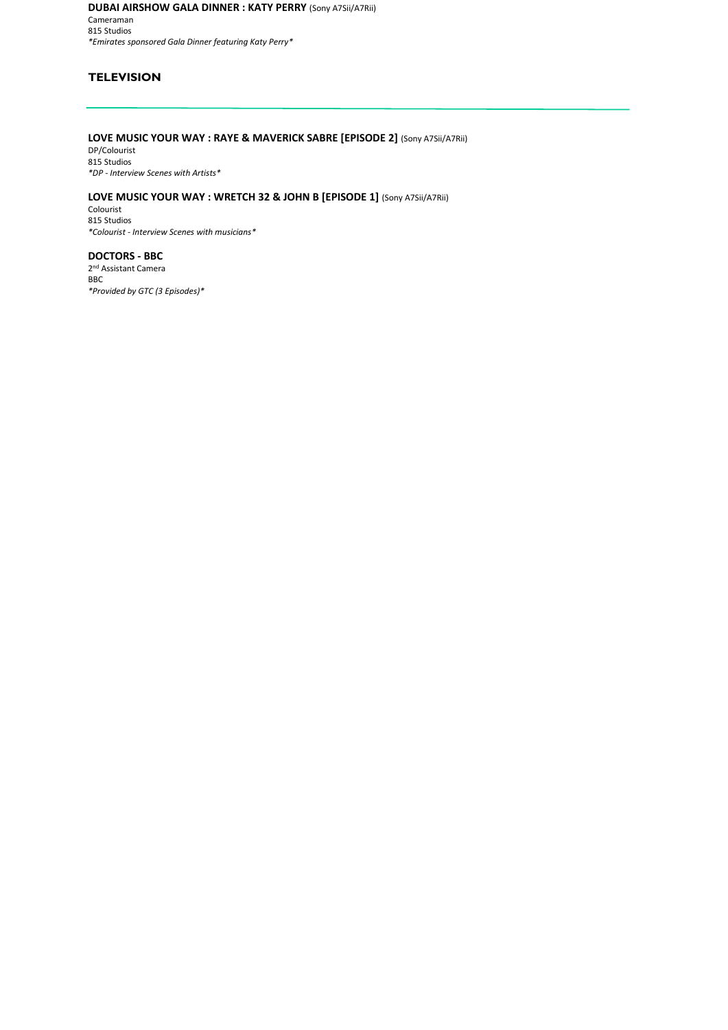**DUBAI AIRSHOW GALA DINNER : KATY PERRY** (Sony A7Sii/A7Rii)
Cameraman
815 Studios
*\*Emirates sponsored Gala Dinner featuring Katy Perry\**

## TELEVISION

---

**LOVE MUSIC YOUR WAY : RAYE & MAVERICK SABRE [EPISODE 2]** (Sony A7Sii/A7Rii)
DP/Colourist
815 Studios
*\*DP - Interview Scenes with Artists\**

**LOVE MUSIC YOUR WAY : WRETCH 32 & JOHN B [EPISODE 1]** (Sony A7Sii/A7Rii)
Colourist
815 Studios
*\*Colourist - Interview Scenes with musicians\**

**DOCTORS - BBC**
2nd Assistant Camera
BBC
*\*Provided by GTC (3 Episodes)\**